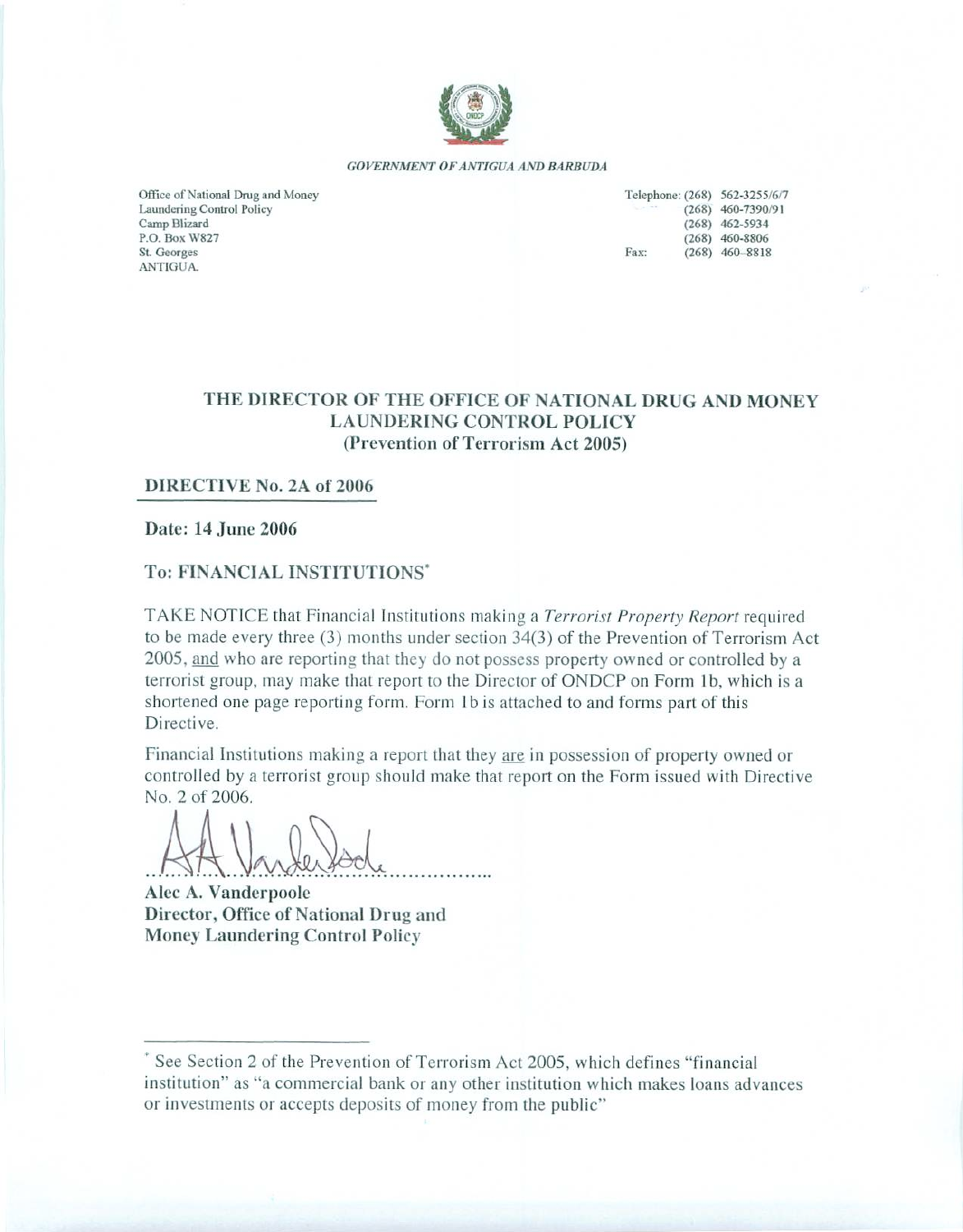*GOVERNMENT OF ANTIGUA AND BARBUDA*

Office of National Drug and Money
Laundering Control Policy
Camp Blizard
P.O. Box W827
St. Georges
ANTIGUA.

Telephone: (268) 562-3255/6/7
(268) 460-7390/91
(268) 462-5934
(268) 460-8806
Fax: (268) 460-8818

## THE DIRECTOR OF THE OFFICE OF NATIONAL DRUG AND MONEY LAUNDERING CONTROL POLICY
**(Prevention of Terrorism Act 2005)**

**DIRECTIVE No. 2A of 2006**

**Date: 14 June 2006**

**To: FINANCIAL INSTITUTIONS***

TAKE NOTICE that Financial Institutions making a *Terrorist Property Report* required to be made every three (3) months under section 34(3) of the Prevention of Terrorism Act 2005, and who are reporting that they do not possess property owned or controlled by a terrorist group, may make that report to the Director of ONDCP on Form 1b, which is a shortened one page reporting form. Form 1b is attached to and forms part of this Directive.

Financial Institutions making a report that they are in possession of property owned or controlled by a terrorist group should make that report on the Form issued with Directive No. 2 of 2006.

**Alec A. Vanderpoole**
**Director, Office of National Drug and Money Laundering Control Policy**

---

* See Section 2 of the Prevention of Terrorism Act 2005, which defines "financial institution" as "a commercial bank or any other institution which makes loans advances or investments or accepts deposits of money from the public"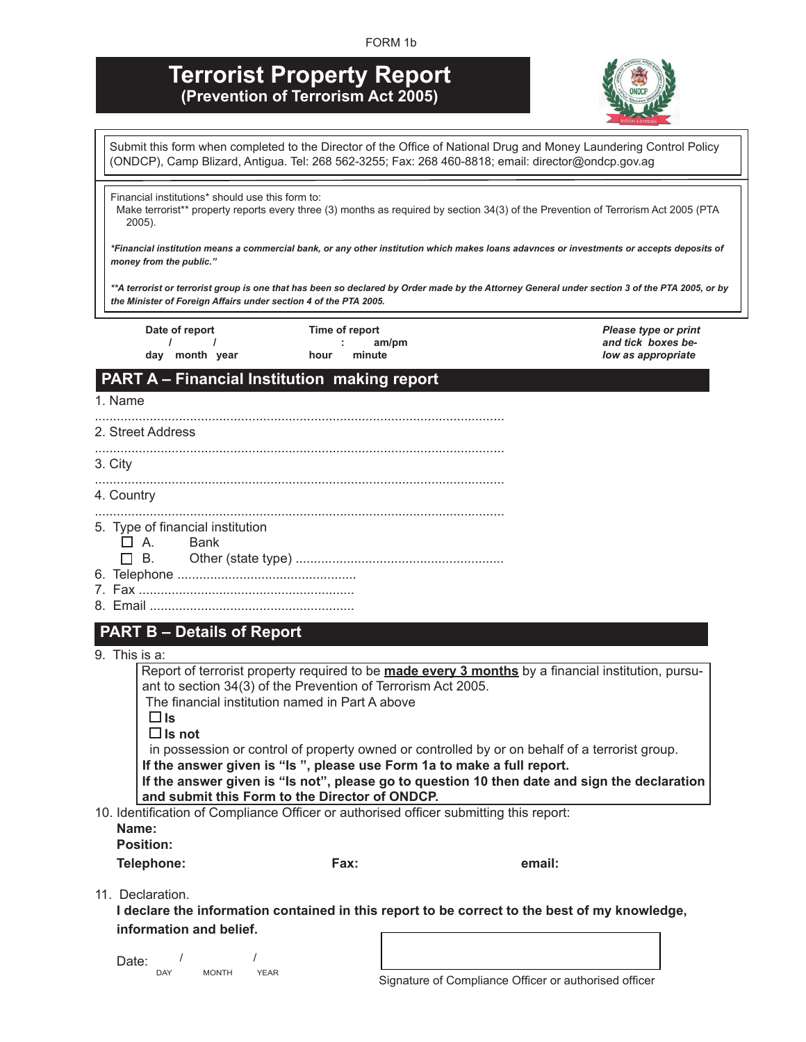FORM 1b

# Terrorist Property Report
## (Prevention of Terrorism Act 2005)

Submit this form when completed to the Director of the Office of National Drug and Money Laundering Control Policy (ONDCP), Camp Blizard, Antigua. Tel: 268 562-3255; Fax: 268 460-8818; email: director@ondcp.gov.ag

Financial institutions* should use this form to:
Make terrorist** property reports every three (3) months as required by section 34(3) of the Prevention of Terrorism Act 2005 (PTA 2005).

***Financial institution means a commercial bank, or any other institution which makes loans advavnces or investments or accepts deposits of money from the public."***

****A terrorist or terrorist group is one that has been so declared by Order made by the Attorney General under section 3 of the PTA 2005, or by the Minister of Foreign Affairs under section 4 of the PTA 2005.***

**Date of report**
/ /
**day month year**

**Time of report**
: am/pm
**hour minute**

***Please type or print and tick boxes below as appropriate***

## PART A – Financial Institution making report

1. Name
...............................................................................................................
2. Street Address
...............................................................................................................
3. City
...............................................................................................................
4. Country
...............................................................................................................
5. Type of financial institution
   - ☐ A. Bank
   - ☐ B. Other (state type) .........................................................
6. Telephone .................................................
7. Fax ...........................................................
8. Email ........................................................

## PART B – Details of Report

9. This is a:

   Report of terrorist property required to be **made every 3 months** by a financial institution, pursuant to section 34(3) of the Prevention of Terrorism Act 2005.
   The financial institution named in Part A above
   ☐ **Is**
   ☐ **Is not**
   in possession or control of property owned or controlled by or on behalf of a terrorist group.
   **If the answer given is "Is ", please use Form 1a to make a full report.**
   **If the answer given is "Is not", please go to question 10 then date and sign the declaration and submit this Form to the Director of ONDCP.**

10. Identification of Compliance Officer or authorised officer submitting this report:
    **Name:**
    **Position:**
    **Telephone:** **Fax:** **email:**

11. Declaration.
    **I declare the information contained in this report to be correct to the best of my knowledge, information and belief.**

    Date: / /
    DAY MONTH YEAR

    Signature of Compliance Officer or authorised officer